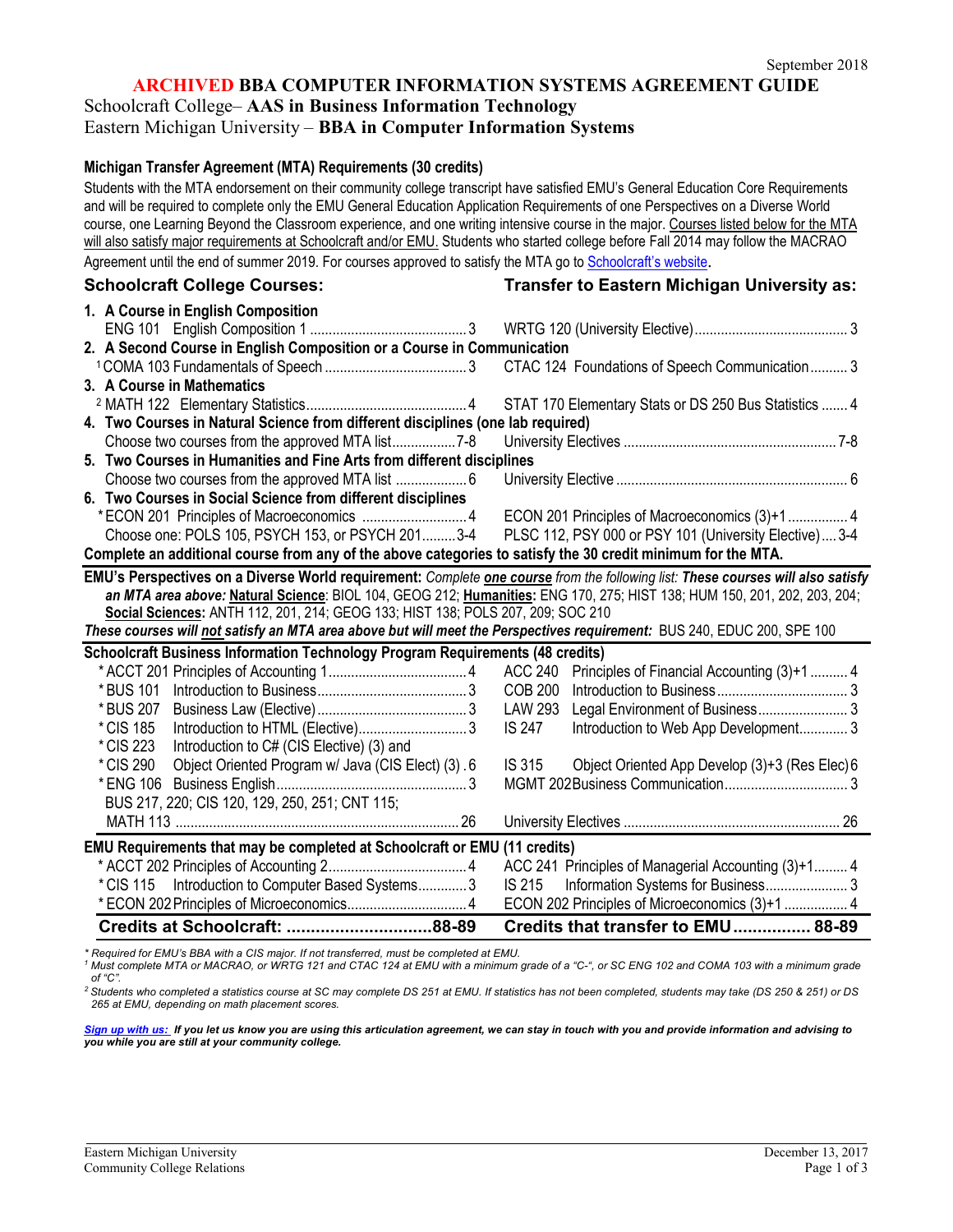September 2018

# ARCHIVED BBA COMPUTER INFORMATION SYSTEMS AGREEMENT GUIDE

Schoolcraft College– **AAS in Business Information Technology**
Eastern Michigan University – **BBA in Computer Information Systems**

### Michigan Transfer Agreement (MTA) Requirements (30 credits)

Students with the MTA endorsement on their community college transcript have satisfied EMU's General Education Core Requirements and will be required to complete only the EMU General Education Application Requirements of one Perspectives on a Diverse World course, one Learning Beyond the Classroom experience, and one writing intensive course in the major. Courses listed below for the MTA will also satisfy major requirements at Schoolcraft and/or EMU. Students who started college before Fall 2014 may follow the MACRAO Agreement until the end of summer 2019. For courses approved to satisfy the MTA go to Schoolcraft's website.

| Schoolcraft College Courses: | Transfer to Eastern Michigan University as: |
|---|---|
| **1. A Course in English Composition** | |
| ENG 101 English Composition 1 ........ 3 | WRTG 120 (University Elective) ........ 3 |
| **2. A Second Course in English Composition or a Course in Communication** | |
| [1] COMA 103 Fundamentals of Speech ........ 3 | CTAC 124 Foundations of Speech Communication ........ 3 |
| **3. A Course in Mathematics** | |
| [2] MATH 122 Elementary Statistics ........ 4 | STAT 170 Elementary Stats or DS 250 Bus Statistics ........ 4 |
| **4. Two Courses in Natural Science from different disciplines (one lab required)** | |
| Choose two courses from the approved MTA list ........ 7-8 | University Electives ........ 7-8 |
| **5. Two Courses in Humanities and Fine Arts from different disciplines** | |
| Choose two courses from the approved MTA list ........ 6 | University Elective ........ 6 |
| **6. Two Courses in Social Science from different disciplines** | |
| *ECON 201 Principles of Macroeconomics ........ 4 | ECON 201 Principles of Macroeconomics (3)+1 ........ 4 |
| Choose one: POLS 105, PSYCH 153, or PSYCH 201 ........ 3-4 | PLSC 112, PSY 000 or PSY 101 (University Elective) ........ 3-4 |

**Complete an additional course from any of the above categories to satisfy the 30 credit minimum for the MTA.**

**EMU's Perspectives on a Diverse World requirement:** *Complete* ***one course*** *from the following list:* ***These courses will also satisfy an MTA area above:*** **Natural Science**: BIOL 104, GEOG 212; **Humanities:** ENG 170, 275; HIST 138; HUM 150, 201, 202, 203, 204; **Social Sciences:** ANTH 112, 201, 214; GEOG 133; HIST 138; POLS 207, 209; SOC 210

***These courses will not satisfy an MTA area above but will meet the Perspectives requirement:*** BUS 240, EDUC 200, SPE 100

| Schoolcraft Business Information Technology Program Requirements (48 credits) | |
|---|---|
| *ACCT 201 Principles of Accounting 1 ........ 4 | ACC 240 Principles of Financial Accounting (3)+1 ........ 4 |
| *BUS 101 Introduction to Business ........ 3 | COB 200 Introduction to Business ........ 3 |
| *BUS 207 Business Law (Elective) ........ 3 | LAW 293 Legal Environment of Business ........ 3 |
| *CIS 185 Introduction to HTML (Elective) ........ 3 | IS 247 Introduction to Web App Development ........ 3 |
| *CIS 223 Introduction to C# (CIS Elective) (3) and *CIS 290 Object Oriented Program w/ Java (CIS Elect) (3) . 6 | IS 315 Object Oriented App Develop (3)+3 (Res Elec) 6 |
| *ENG 106 Business English ........ 3 | MGMT 202 Business Communication ........ 3 |
| BUS 217, 220; CIS 120, 129, 250, 251; CNT 115; MATH 113 ........ 26 | University Electives ........ 26 |

| EMU Requirements that may be completed at Schoolcraft or EMU (11 credits) | |
|---|---|
| *ACCT 202 Principles of Accounting 2 ........ 4 | ACC 241 Principles of Managerial Accounting (3)+1 ........ 4 |
| *CIS 115 Introduction to Computer Based Systems ........ 3 | IS 215 Information Systems for Business ........ 3 |
| *ECON 202 Principles of Microeconomics ........ 4 | ECON 202 Principles of Microeconomics (3)+1 ........ 4 |
| **Credits at Schoolcraft: ........ 88-89** | **Credits that transfer to EMU ........ 88-89** |

*\* Required for EMU's BBA with a CIS major. If not transferred, must be completed at EMU.*

*[1] Must complete MTA or MACRAO, or WRTG 121 and CTAC 124 at EMU with a minimum grade of a "C-", or SC ENG 102 and COMA 103 with a minimum grade of "C".*

*[2] Students who completed a statistics course at SC may complete DS 251 at EMU. If statistics has not been completed, students may take (DS 250 & 251) or DS 265 at EMU, depending on math placement scores.*

***Sign up with us:** If you let us know you are using this articulation agreement, we can stay in touch with you and provide information and advising to you while you are still at your community college.*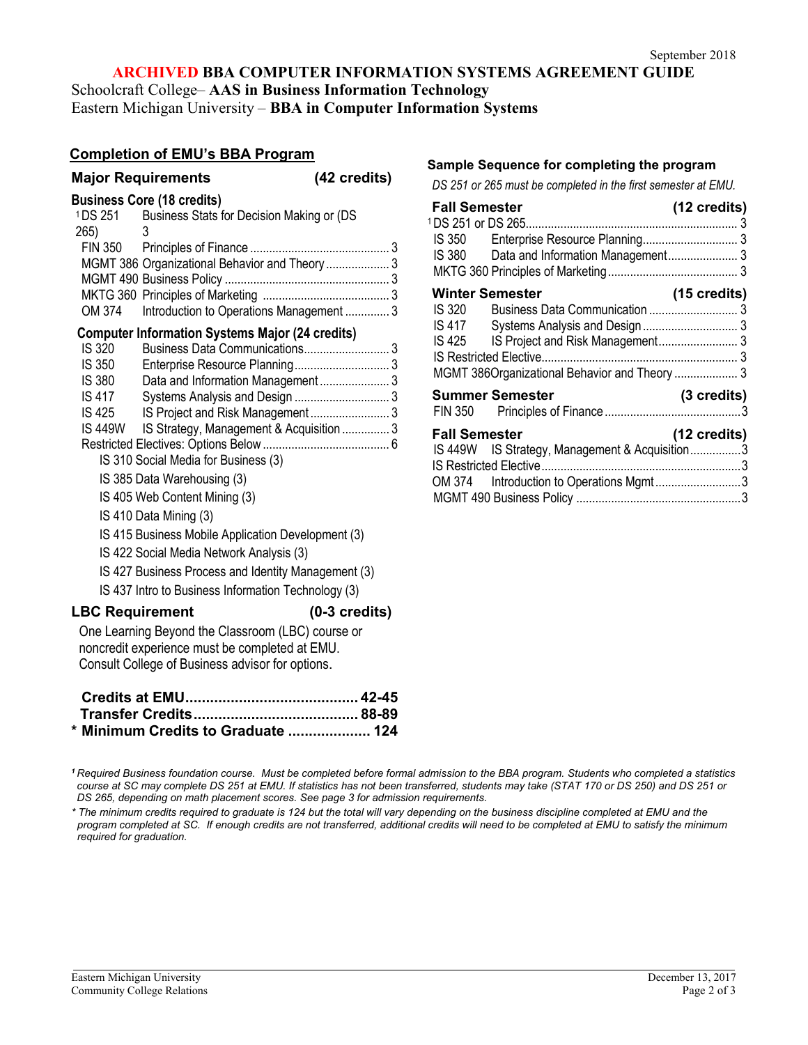September 2018

# ARCHIVED BBA COMPUTER INFORMATION SYSTEMS AGREEMENT GUIDE

Schoolcraft College– **AAS in Business Information Technology**
Eastern Michigan University – **BBA in Computer Information Systems**

## Completion of EMU's BBA Program

### Major Requirements (42 credits)

**Business Core (18 credits)**

| | | |
|---|---|---|
| [1]DS 251 | Business Stats for Decision Making or (DS 265) | 3 |
| FIN 350 | Principles of Finance | 3 |
| MGMT 386 | Organizational Behavior and Theory | 3 |
| MGMT 490 | Business Policy | 3 |
| MKTG 360 | Principles of Marketing | 3 |
| OM 374 | Introduction to Operations Management | 3 |

**Computer Information Systems Major (24 credits)**

| | | |
|---|---|---|
| IS 320 | Business Data Communications | 3 |
| IS 350 | Enterprise Resource Planning | 3 |
| IS 380 | Data and Information Management | 3 |
| IS 417 | Systems Analysis and Design | 3 |
| IS 425 | IS Project and Risk Management | 3 |
| IS 449W | IS Strategy, Management & Acquisition | 3 |
| Restricted Electives: Options Below | | 6 |

- IS 310 Social Media for Business (3)
- IS 385 Data Warehousing (3)
- IS 405 Web Content Mining (3)
- IS 410 Data Mining (3)
- IS 415 Business Mobile Application Development (3)
- IS 422 Social Media Network Analysis (3)
- IS 427 Business Process and Identity Management (3)
- IS 437 Intro to Business Information Technology (3)

### LBC Requirement (0-3 credits)

One Learning Beyond the Classroom (LBC) course or noncredit experience must be completed at EMU. Consult College of Business advisor for options.

| | |
|---|---|
| **Credits at EMU** | **42-45** |
| **Transfer Credits** | **88-89** |
| **\* Minimum Credits to Graduate** | **124** |

### Sample Sequence for completing the program

*DS 251 or 265 must be completed in the first semester at EMU.*

**Fall Semester (12 credits)**

| | | |
|---|---|---|
| [1]DS 251 or DS 265 | | 3 |
| IS 350 | Enterprise Resource Planning | 3 |
| IS 380 | Data and Information Management | 3 |
| MKTG 360 | Principles of Marketing | 3 |

**Winter Semester (15 credits)**

| | | |
|---|---|---|
| IS 320 | Business Data Communication | 3 |
| IS 417 | Systems Analysis and Design | 3 |
| IS 425 | IS Project and Risk Management | 3 |
| IS Restricted Elective | | 3 |
| MGMT 386 | Organizational Behavior and Theory | 3 |

**Summer Semester (3 credits)**

| | | |
|---|---|---|
| FIN 350 | Principles of Finance | 3 |

**Fall Semester (12 credits)**

| | | |
|---|---|---|
| IS 449W | IS Strategy, Management & Acquisition | 3 |
| IS Restricted Elective | | 3 |
| OM 374 | Introduction to Operations Mgmt | 3 |
| MGMT 490 | Business Policy | 3 |

*[1] Required Business foundation course. Must be completed before formal admission to the BBA program. Students who completed a statistics course at SC may complete DS 251 at EMU. If statistics has not been transferred, students may take (STAT 170 or DS 250) and DS 251 or DS 265, depending on math placement scores. See page 3 for admission requirements.*

*\* The minimum credits required to graduate is 124 but the total will vary depending on the business discipline completed at EMU and the program completed at SC. If enough credits are not transferred, additional credits will need to be completed at EMU to satisfy the minimum required for graduation.*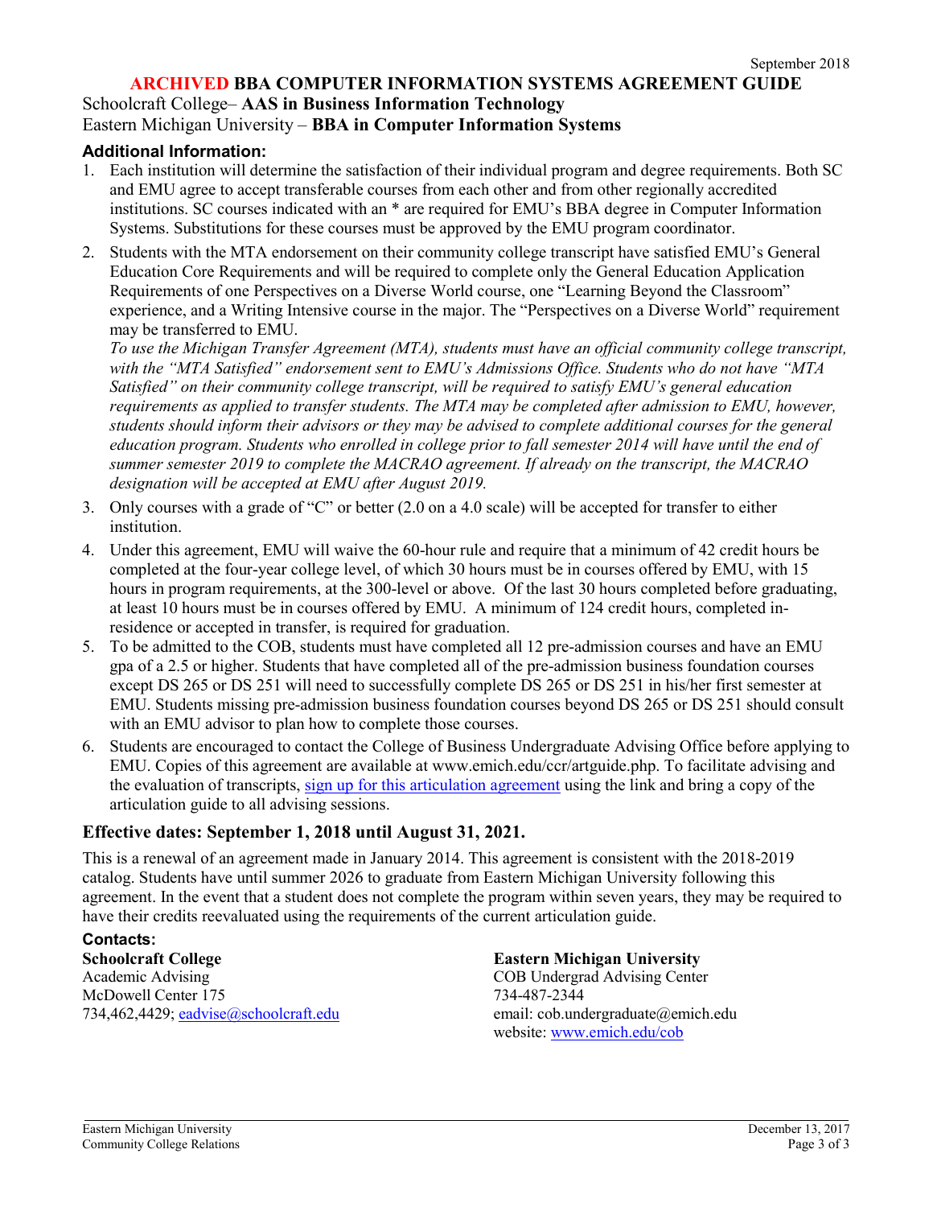September 2018

# ARCHIVED BBA COMPUTER INFORMATION SYSTEMS AGREEMENT GUIDE

Schoolcraft College– **AAS in Business Information Technology**
Eastern Michigan University – **BBA in Computer Information Systems**

### Additional Information:

1. Each institution will determine the satisfaction of their individual program and degree requirements. Both SC and EMU agree to accept transferable courses from each other and from other regionally accredited institutions. SC courses indicated with an * are required for EMU's BBA degree in Computer Information Systems. Substitutions for these courses must be approved by the EMU program coordinator.
2. Students with the MTA endorsement on their community college transcript have satisfied EMU's General Education Core Requirements and will be required to complete only the General Education Application Requirements of one Perspectives on a Diverse World course, one "Learning Beyond the Classroom" experience, and a Writing Intensive course in the major. The "Perspectives on a Diverse World" requirement may be transferred to EMU.
   *To use the Michigan Transfer Agreement (MTA), students must have an official community college transcript, with the "MTA Satisfied" endorsement sent to EMU's Admissions Office. Students who do not have "MTA Satisfied" on their community college transcript, will be required to satisfy EMU's general education requirements as applied to transfer students. The MTA may be completed after admission to EMU, however, students should inform their advisors or they may be advised to complete additional courses for the general education program. Students who enrolled in college prior to fall semester 2014 will have until the end of summer semester 2019 to complete the MACRAO agreement. If already on the transcript, the MACRAO designation will be accepted at EMU after August 2019.*
3. Only courses with a grade of "C" or better (2.0 on a 4.0 scale) will be accepted for transfer to either institution.
4. Under this agreement, EMU will waive the 60-hour rule and require that a minimum of 42 credit hours be completed at the four-year college level, of which 30 hours must be in courses offered by EMU, with 15 hours in program requirements, at the 300-level or above. Of the last 30 hours completed before graduating, at least 10 hours must be in courses offered by EMU. A minimum of 124 credit hours, completed in-residence or accepted in transfer, is required for graduation.
5. To be admitted to the COB, students must have completed all 12 pre-admission courses and have an EMU gpa of a 2.5 or higher. Students that have completed all of the pre-admission business foundation courses except DS 265 or DS 251 will need to successfully complete DS 265 or DS 251 in his/her first semester at EMU. Students missing pre-admission business foundation courses beyond DS 265 or DS 251 should consult with an EMU advisor to plan how to complete those courses.
6. Students are encouraged to contact the College of Business Undergraduate Advising Office before applying to EMU. Copies of this agreement are available at www.emich.edu/ccr/artguide.php. To facilitate advising and the evaluation of transcripts, sign up for this articulation agreement using the link and bring a copy of the articulation guide to all advising sessions.

## Effective dates: September 1, 2018 until August 31, 2021.

This is a renewal of an agreement made in January 2014. This agreement is consistent with the 2018-2019 catalog. Students have until summer 2026 to graduate from Eastern Michigan University following this agreement. In the event that a student does not complete the program within seven years, they may be required to have their credits reevaluated using the requirements of the current articulation guide.

### Contacts:

**Schoolcraft College**
Academic Advising
McDowell Center 175
734,462,4429; eadvise@schoolcraft.edu

**Eastern Michigan University**
COB Undergrad Advising Center
734-487-2344
email: cob.undergraduate@emich.edu
website: www.emich.edu/cob